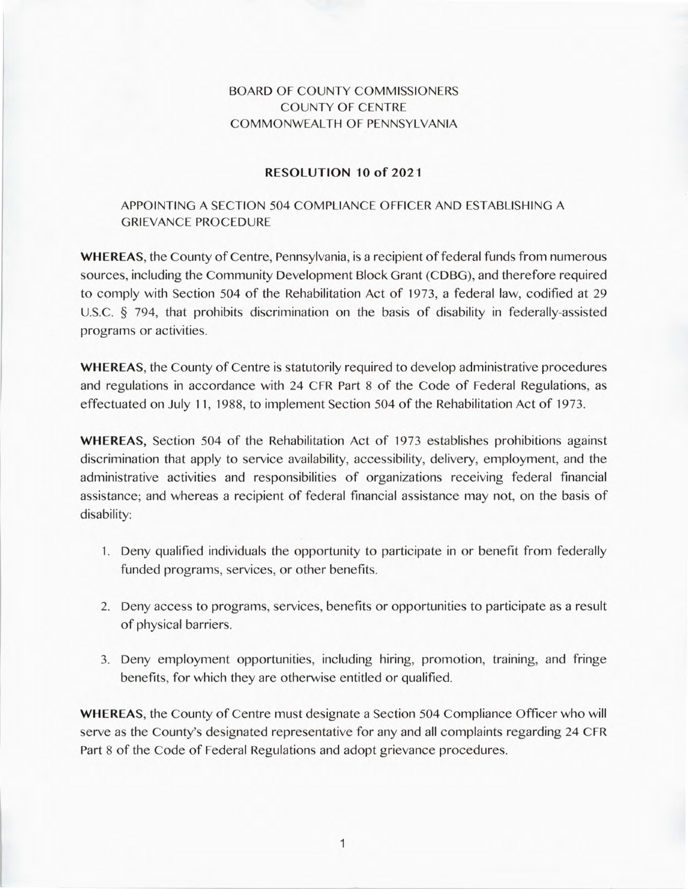BOARD OF COUNTY COMMISSIONERS
COUNTY OF CENTRE
COMMONWEALTH OF PENNSYLVANIA

**RESOLUTION 10 of 2021**

APPOINTING A SECTION 504 COMPLIANCE OFFICER AND ESTABLISHING A GRIEVANCE PROCEDURE

**WHEREAS**, the County of Centre, Pennsylvania, is a recipient of federal funds from numerous sources, including the Community Development Block Grant (CDBG), and therefore required to comply with Section 504 of the Rehabilitation Act of 1973, a federal law, codified at 29 U.S.C. § 794, that prohibits discrimination on the basis of disability in federally-assisted programs or activities.

**WHEREAS**, the County of Centre is statutorily required to develop administrative procedures and regulations in accordance with 24 CFR Part 8 of the Code of Federal Regulations, as effectuated on July 11, 1988, to implement Section 504 of the Rehabilitation Act of 1973.

**WHEREAS,** Section 504 of the Rehabilitation Act of 1973 establishes prohibitions against discrimination that apply to service availability, accessibility, delivery, employment, and the administrative activities and responsibilities of organizations receiving federal financial assistance; and whereas a recipient of federal financial assistance may not, on the basis of disability:

1. Deny qualified individuals the opportunity to participate in or benefit from federally funded programs, services, or other benefits.

2. Deny access to programs, services, benefits or opportunities to participate as a result of physical barriers.

3. Deny employment opportunities, including hiring, promotion, training, and fringe benefits, for which they are otherwise entitled or qualified.

**WHEREAS**, the County of Centre must designate a Section 504 Compliance Officer who will serve as the County's designated representative for any and all complaints regarding 24 CFR Part 8 of the Code of Federal Regulations and adopt grievance procedures.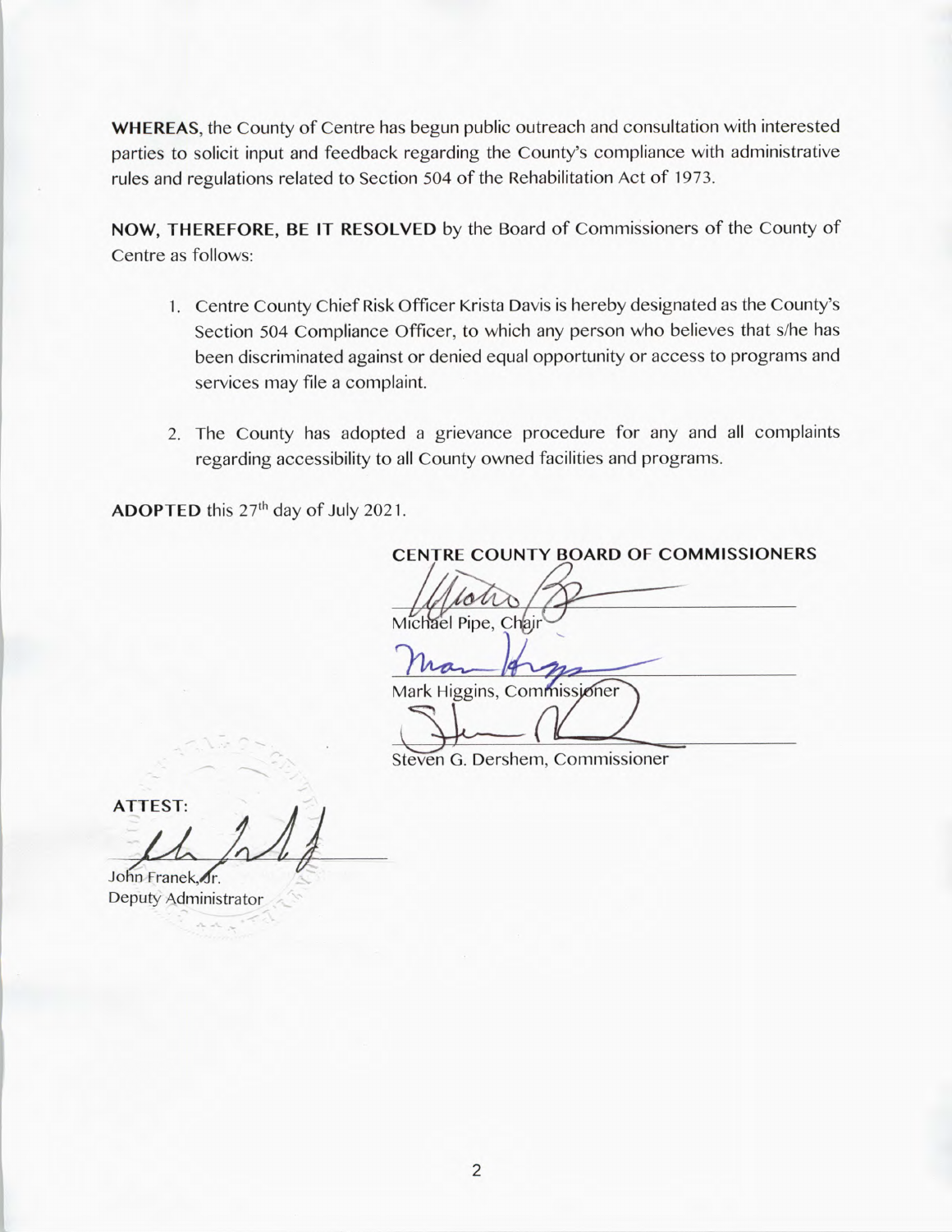**WHEREAS**, the County of Centre has begun public outreach and consultation with interested parties to solicit input and feedback regarding the County's compliance with administrative rules and regulations related to Section 504 of the Rehabilitation Act of 1973.

**NOW, THEREFORE, BE IT RESOLVED** by the Board of Commissioners of the County of Centre as follows:

1. Centre County Chief Risk Officer Krista Davis is hereby designated as the County's Section 504 Compliance Officer, to which any person who believes that s/he has been discriminated against or denied equal opportunity or access to programs and services may file a complaint.

2. The County has adopted a grievance procedure for any and all complaints regarding accessibility to all County owned facilities and programs.

**ADOPTED** this 27th day of July 2021.

**CENTRE COUNTY BOARD OF COMMISSIONERS**

Michael Pipe, Chair

Mark Higgins, Commissioner

Steven G. Dershem, Commissioner

**ATTEST:**

John Franek, Jr.
Deputy Administrator